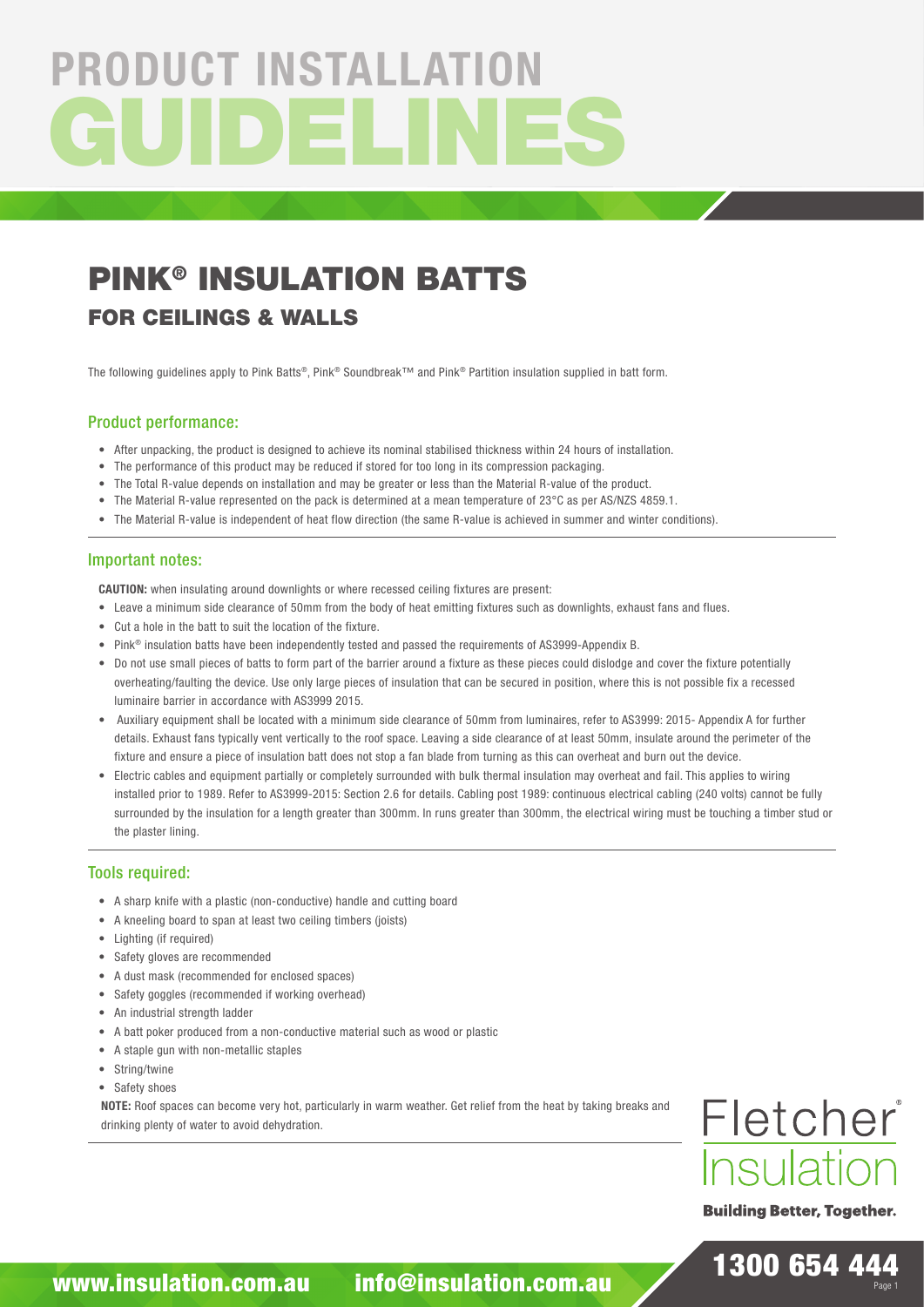# PRODUCT INSTALLATION GUIDELINES

## PINK® INSULATION BATTS

### FOR CEILINGS & WALLS

The following guidelines apply to Pink Batts®, Pink® Soundbreak™ and Pink® Partition insulation supplied in batt form.

### Product performance:

- After unpacking, the product is designed to achieve its nominal stabilised thickness within 24 hours of installation.
- The performance of this product may be reduced if stored for too long in its compression packaging.
- The Total R-value depends on installation and may be greater or less than the Material R-value of the product.
- The Material R-value represented on the pack is determined at a mean temperature of 23°C as per AS/NZS 4859.1.
- The Material R-value is independent of heat flow direction (the same R-value is achieved in summer and winter conditions).

### Important notes:

**CAUTION:** when insulating around downlights or where recessed ceiling fixtures are present:

- Leave a minimum side clearance of 50mm from the body of heat emitting fixtures such as downlights, exhaust fans and flues.
- Cut a hole in the batt to suit the location of the fixture.
- Pink® insulation batts have been independently tested and passed the requirements of AS3999-Appendix B.
- Do not use small pieces of batts to form part of the barrier around a fixture as these pieces could dislodge and cover the fixture potentially overheating/faulting the device. Use only large pieces of insulation that can be secured in position, where this is not possible fix a recessed luminaire barrier in accordance with AS3999 2015.
- Auxiliary equipment shall be located with a minimum side clearance of 50mm from luminaires, refer to AS3999: 2015- Appendix A for further details. Exhaust fans typically vent vertically to the roof space. Leaving a side clearance of at least 50mm, insulate around the perimeter of the fixture and ensure a piece of insulation batt does not stop a fan blade from turning as this can overheat and burn out the device.
- Electric cables and equipment partially or completely surrounded with bulk thermal insulation may overheat and fail. This applies to wiring installed prior to 1989. Refer to AS3999-2015: Section 2.6 for details. Cabling post 1989: continuous electrical cabling (240 volts) cannot be fully surrounded by the insulation for a length greater than 300mm. In runs greater than 300mm, the electrical wiring must be touching a timber stud or the plaster lining.

### Tools required:

- A sharp knife with a plastic (non-conductive) handle and cutting board
- A kneeling board to span at least two ceiling timbers (joists)
- Lighting (if required)
- Safety gloves are recommended
- A dust mask (recommended for enclosed spaces)
- Safety goggles (recommended if working overhead)
- An industrial strength ladder
- A batt poker produced from a non-conductive material such as wood or plastic
- A staple gun with non-metallic staples
- String/twine
- Safety shoes

**NOTE:** Roof spaces can become very hot, particularly in warm weather. Get relief from the heat by taking breaks and drinking plenty of water to avoid dehydration.

Fletcher® Insulation

Building Better, Together.

www.insulation.com.au info@insulation.com.au 1300 654 444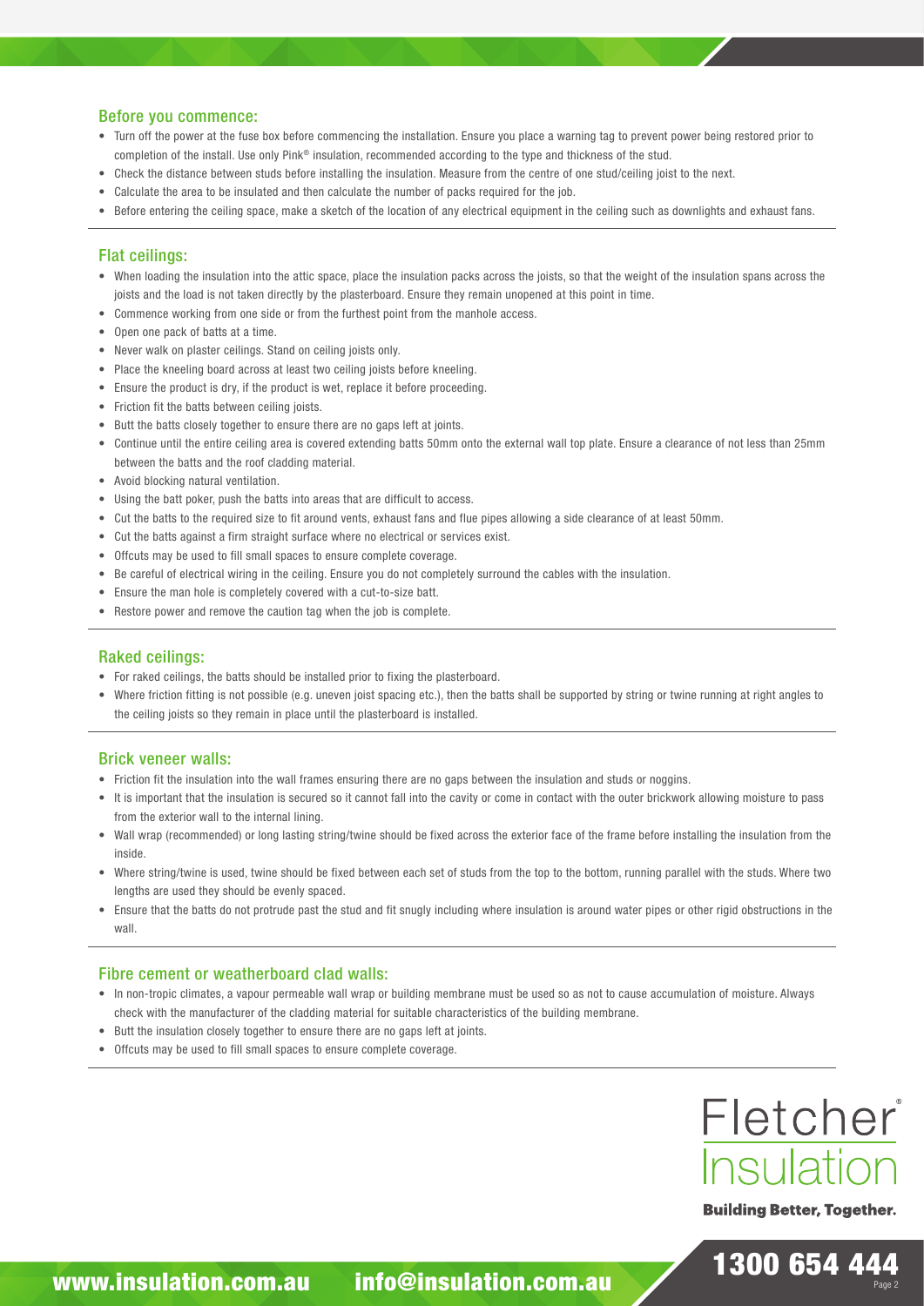## Before you commence:

- Turn off the power at the fuse box before commencing the installation. Ensure you place a warning tag to prevent power being restored prior to completion of the install. Use only Pink® insulation, recommended according to the type and thickness of the stud.
- Check the distance between studs before installing the insulation. Measure from the centre of one stud/ceiling joist to the next.
- Calculate the area to be insulated and then calculate the number of packs required for the job.
- Before entering the ceiling space, make a sketch of the location of any electrical equipment in the ceiling such as downlights and exhaust fans.

## Flat ceilings:

- When loading the insulation into the attic space, place the insulation packs across the joists, so that the weight of the insulation spans across the joists and the load is not taken directly by the plasterboard. Ensure they remain unopened at this point in time.
- Commence working from one side or from the furthest point from the manhole access.
- Open one pack of batts at a time.
- Never walk on plaster ceilings. Stand on ceiling joists only.
- Place the kneeling board across at least two ceiling joists before kneeling.
- Ensure the product is dry, if the product is wet, replace it before proceeding.
- Friction fit the batts between ceiling joists.
- Butt the batts closely together to ensure there are no gaps left at joints.
- Continue until the entire ceiling area is covered extending batts 50mm onto the external wall top plate. Ensure a clearance of not less than 25mm between the batts and the roof cladding material.
- Avoid blocking natural ventilation.
- Using the batt poker, push the batts into areas that are difficult to access.
- Cut the batts to the required size to fit around vents, exhaust fans and flue pipes allowing a side clearance of at least 50mm.
- Cut the batts against a firm straight surface where no electrical or services exist.
- Offcuts may be used to fill small spaces to ensure complete coverage.
- Be careful of electrical wiring in the ceiling. Ensure you do not completely surround the cables with the insulation.
- Ensure the man hole is completely covered with a cut-to-size batt.
- Restore power and remove the caution tag when the job is complete.

## Raked ceilings:

- For raked ceilings, the batts should be installed prior to fixing the plasterboard.
- Where friction fitting is not possible (e.g. uneven joist spacing etc.), then the batts shall be supported by string or twine running at right angles to the ceiling joists so they remain in place until the plasterboard is installed.

## Brick veneer walls:

- Friction fit the insulation into the wall frames ensuring there are no gaps between the insulation and studs or noggins.
- It is important that the insulation is secured so it cannot fall into the cavity or come in contact with the outer brickwork allowing moisture to pass from the exterior wall to the internal lining.
- Wall wrap (recommended) or long lasting string/twine should be fixed across the exterior face of the frame before installing the insulation from the inside.
- Where string/twine is used, twine should be fixed between each set of studs from the top to the bottom, running parallel with the studs. Where two lengths are used they should be evenly spaced.
- Ensure that the batts do not protrude past the stud and fit snugly including where insulation is around water pipes or other rigid obstructions in the wall.

## Fibre cement or weatherboard clad walls:

- In non-tropic climates, a vapour permeable wall wrap or building membrane must be used so as not to cause accumulation of moisture. Always check with the manufacturer of the cladding material for suitable characteristics of the building membrane.
- Butt the insulation closely together to ensure there are no gaps left at joints.
- Offcuts may be used to fill small spaces to ensure complete coverage.

Fletcher® Insulation

**Building Better, Together.**

www.insulation.com.au info@insulation.com.au 1300 654 444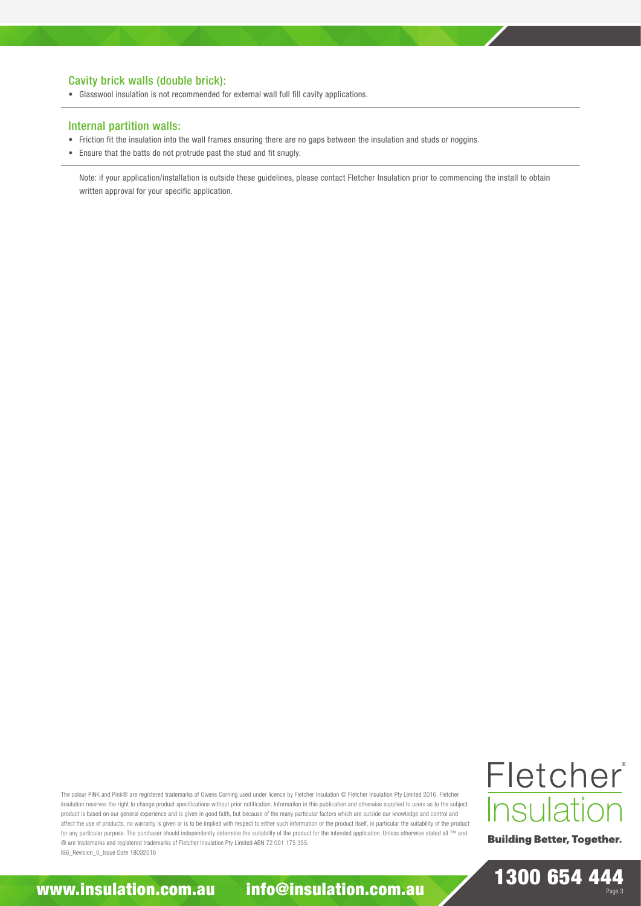## Cavity brick walls (double brick):

- Glasswool insulation is not recommended for external wall full fill cavity applications.

## Internal partition walls:

- Friction fit the insulation into the wall frames ensuring there are no gaps between the insulation and studs or noggins.
- Ensure that the batts do not protrude past the stud and fit snugly.

Note: if your application/installation is outside these guidelines, please contact Fletcher Insulation prior to commencing the install to obtain written approval for your specific application.

The colour PINK and Pink® are registered trademarks of Owens Corning used under licence by Fletcher Insulation © Fletcher Insulation Pty Limited 2016. Fletcher Insulation reserves the right to change product specifications without prior notification. Information in this publication and otherwise supplied to users as to the subject product is based on our general experience and is given in good faith, but because of the many particular factors which are outside our knowledge and control and affect the use of products, no warranty is given or is to be implied with respect to either such information or the product itself, in particular the suitability of the product for any particular purpose. The purchaser should independently determine the suitability of the product for the intended application. Unless otherwise stated all ™ and ® are trademarks and registered trademarks of Fletcher Insulation Pty Limited ABN 72 001 175 355.
IG6_Revision_0_Issue Date 18032016

Fletcher® Insulation

**Building Better, Together.**

www.insulation.com.au info@insulation.com.au 1300 654 444